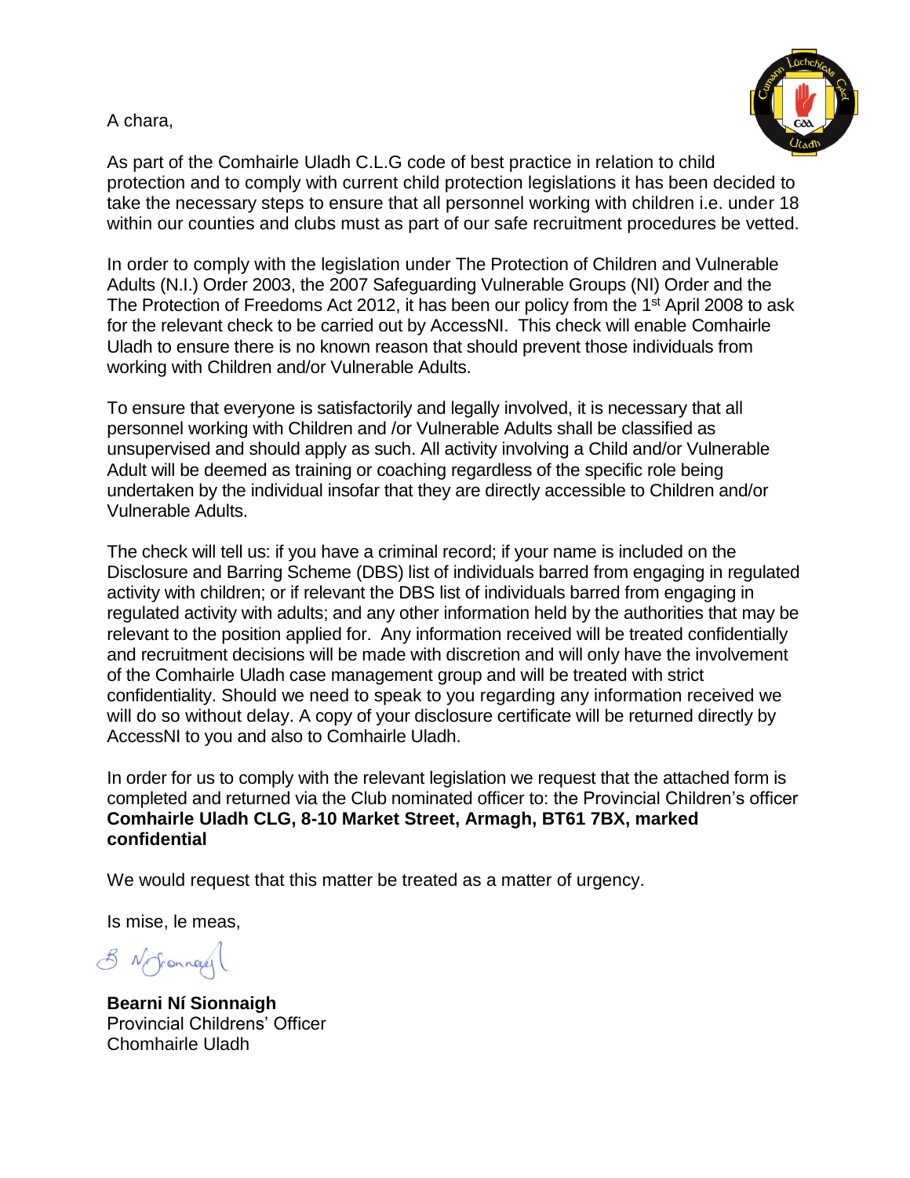A chara,

As part of the Comhairle Uladh C.L.G code of best practice in relation to child protection and to comply with current child protection legislations it has been decided to take the necessary steps to ensure that all personnel working with children i.e. under 18 within our counties and clubs must as part of our safe recruitment procedures be vetted.

In order to comply with the legislation under The Protection of Children and Vulnerable Adults (N.I.) Order 2003, the 2007 Safeguarding Vulnerable Groups (NI) Order and the The Protection of Freedoms Act 2012, it has been our policy from the 1st April 2008 to ask for the relevant check to be carried out by AccessNI. This check will enable Comhairle Uladh to ensure there is no known reason that should prevent those individuals from working with Children and/or Vulnerable Adults.

To ensure that everyone is satisfactorily and legally involved, it is necessary that all personnel working with Children and /or Vulnerable Adults shall be classified as unsupervised and should apply as such. All activity involving a Child and/or Vulnerable Adult will be deemed as training or coaching regardless of the specific role being undertaken by the individual insofar that they are directly accessible to Children and/or Vulnerable Adults.

The check will tell us: if you have a criminal record; if your name is included on the Disclosure and Barring Scheme (DBS) list of individuals barred from engaging in regulated activity with children; or if relevant the DBS list of individuals barred from engaging in regulated activity with adults; and any other information held by the authorities that may be relevant to the position applied for. Any information received will be treated confidentially and recruitment decisions will be made with discretion and will only have the involvement of the Comhairle Uladh case management group and will be treated with strict confidentiality. Should we need to speak to you regarding any information received we will do so without delay. A copy of your disclosure certificate will be returned directly by AccessNI to you and also to Comhairle Uladh.

In order for us to comply with the relevant legislation we request that the attached form is completed and returned via the Club nominated officer to: the Provincial Children's officer **Comhairle Uladh CLG, 8-10 Market Street, Armagh, BT61 7BX, marked confidential**

We would request that this matter be treated as a matter of urgency.

Is mise, le meas,

B. Ní Sionnaigh

**Bearni Ní Sionnaigh**
Provincial Childrens' Officer
Chomhairle Uladh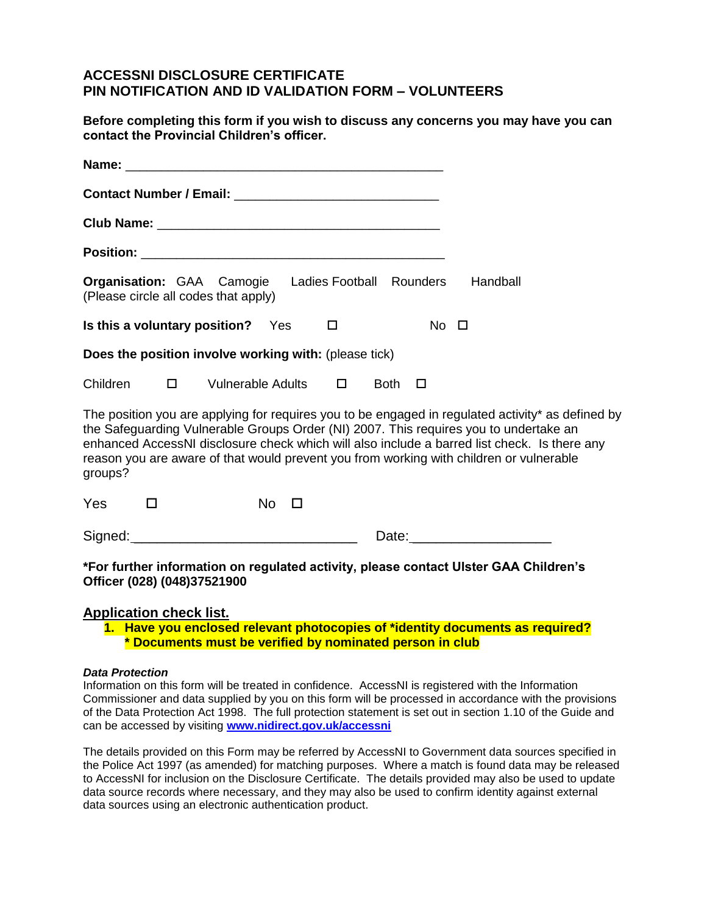## ACCESSNI DISCLOSURE CERTIFICATE
## PIN NOTIFICATION AND ID VALIDATION FORM – VOLUNTEERS

**Before completing this form if you wish to discuss any concerns you may have you can contact the Provincial Children's officer.**

**Name:** ______________________________________________

**Contact Number / Email:** ______________________________

**Club Name:** __________________________________________

**Position:** ____________________________________________

**Organisation:** GAA Camogie Ladies Football Rounders Handball
(Please circle all codes that apply)

**Is this a voluntary position?** Yes ☐ No ☐

**Does the position involve working with:** (please tick)

Children ☐ Vulnerable Adults ☐ Both ☐

The position you are applying for requires you to be engaged in regulated activity* as defined by the Safeguarding Vulnerable Groups Order (NI) 2007. This requires you to undertake an enhanced AccessNI disclosure check which will also include a barred list check. Is there any reason you are aware of that would prevent you from working with children or vulnerable groups?

Yes ☐ No ☐

Signed:_____________________________ Date:_________________

**\*For further information on regulated activity, please contact Ulster GAA Children's Officer (028) (048)37521900**

**Application check list.**

1. **Have you enclosed relevant photocopies of *identity documents as required?**
   **\* Documents must be verified by nominated person in club**

***Data Protection***
Information on this form will be treated in confidence. AccessNI is registered with the Information Commissioner and data supplied by you on this form will be processed in accordance with the provisions of the Data Protection Act 1998. The full protection statement is set out in section 1.10 of the Guide and can be accessed by visiting **www.nidirect.gov.uk/accessni**

The details provided on this Form may be referred by AccessNI to Government data sources specified in the Police Act 1997 (as amended) for matching purposes. Where a match is found data may be released to AccessNI for inclusion on the Disclosure Certificate. The details provided may also be used to update data source records where necessary, and they may also be used to confirm identity against external data sources using an electronic authentication product.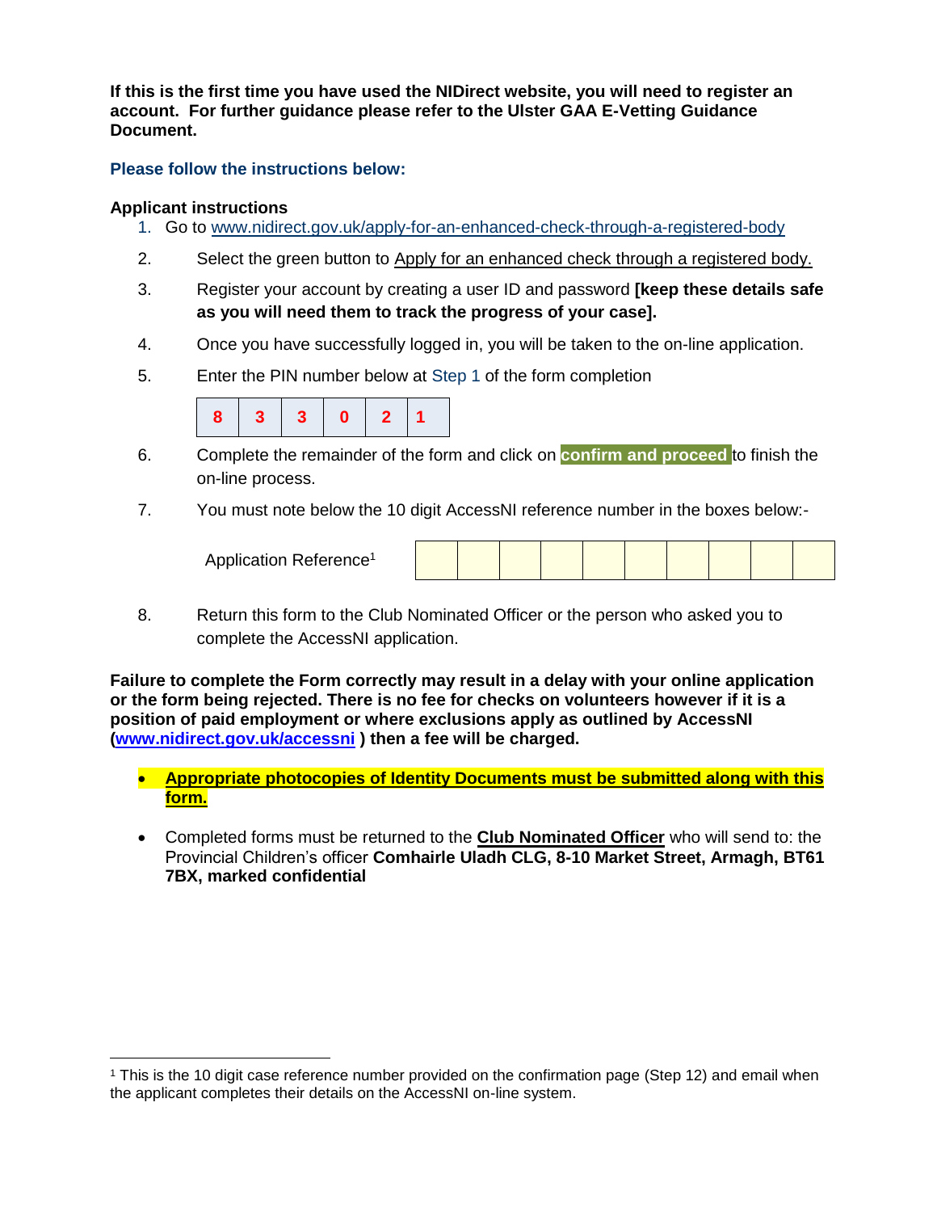**If this is the first time you have used the NIDirect website, you will need to register an account. For further guidance please refer to the Ulster GAA E-Vetting Guidance Document.**

**Please follow the instructions below:**

**Applicant instructions**

1. Go to www.nidirect.gov.uk/apply-for-an-enhanced-check-through-a-registered-body
2. Select the green button to Apply for an enhanced check through a registered body.
3. Register your account by creating a user ID and password **[keep these details safe as you will need them to track the progress of your case].**
4. Once you have successfully logged in, you will be taken to the on-line application.
5. Enter the PIN number below at Step 1 of the form completion

| 8 | 3 | 3 | 0 | 2 | 1 |
|---|---|---|---|---|---|

6. Complete the remainder of the form and click on **confirm and proceed** to finish the on-line process.
7. You must note below the 10 digit AccessNI reference number in the boxes below:-

| Application Reference[1] | | | | | | | | | | |
|---|---|---|---|---|---|---|---|---|---|---|

8. Return this form to the Club Nominated Officer or the person who asked you to complete the AccessNI application.

**Failure to complete the Form correctly may result in a delay with your online application or the form being rejected. There is no fee for checks on volunteers however if it is a position of paid employment or where exclusions apply as outlined by AccessNI (www.nidirect.gov.uk/accessni ) then a fee will be charged.**

- **Appropriate photocopies of Identity Documents must be submitted along with this form.**
- Completed forms must be returned to the **Club Nominated Officer** who will send to: the Provincial Children's officer **Comhairle Uladh CLG, 8-10 Market Street, Armagh, BT61 7BX, marked confidential**

[1] This is the 10 digit case reference number provided on the confirmation page (Step 12) and email when the applicant completes their details on the AccessNI on-line system.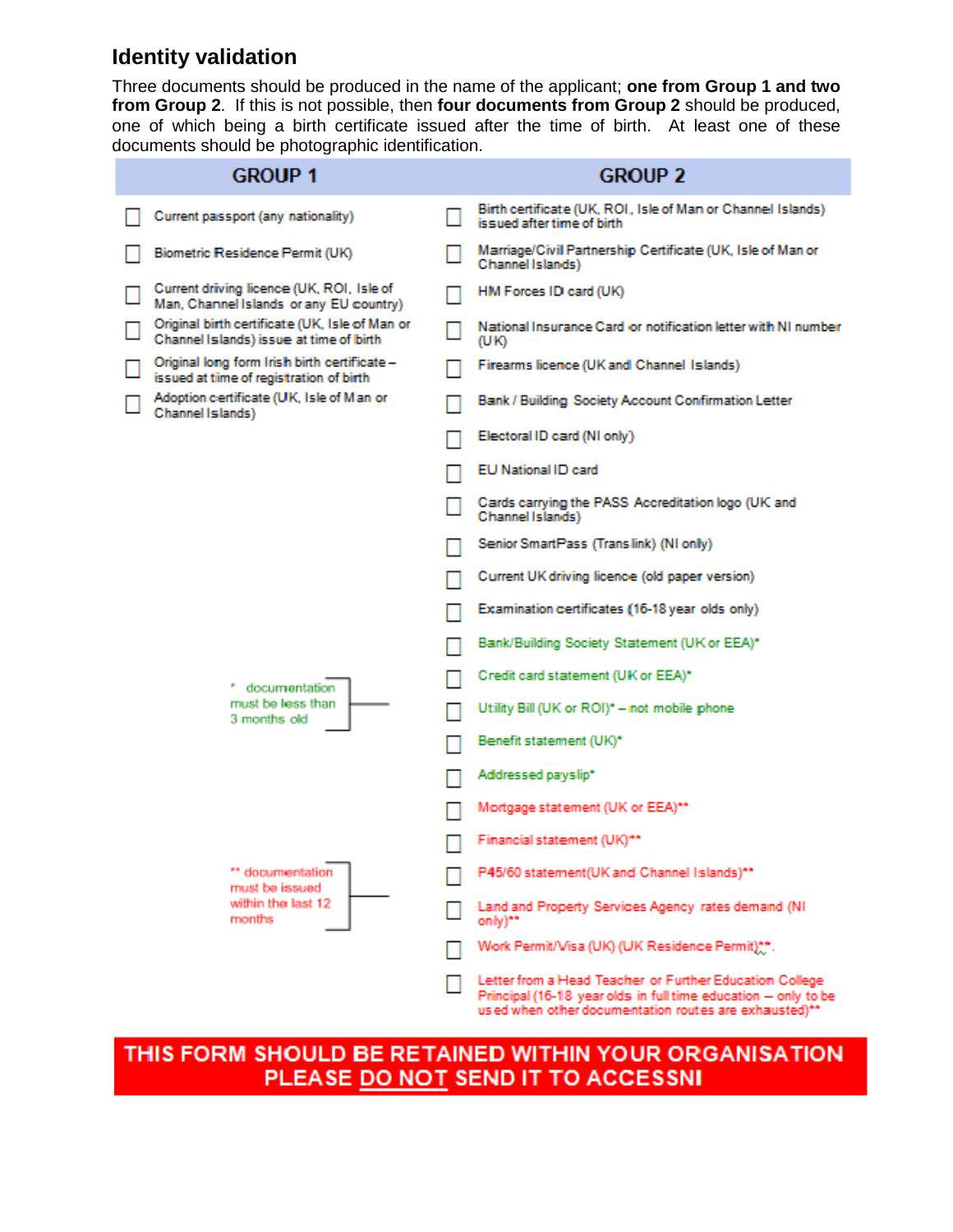## Identity validation

Three documents should be produced in the name of the applicant; **one from Group 1 and two from Group 2**. If this is not possible, then **four documents from Group 2** should be produced, one of which being a birth certificate issued after the time of birth. At least one of these documents should be photographic identification.

| GROUP 1 | GROUP 2 |
| --- | --- |
| ☐ Current passport (any nationality) | ☐ Birth certificate (UK, ROI, Isle of Man or Channel Islands) issued after time of birth |
| ☐ Biometric Residence Permit (UK) | ☐ Marriage/Civil Partnership Certificate (UK, Isle of Man or Channel Islands) |
| ☐ Current driving licence (UK, ROI, Isle of Man, Channel Islands or any EU country) | ☐ HM Forces ID card (UK) |
| ☐ Original birth certificate (UK, Isle of Man or Channel Islands) issue at time of birth | ☐ National Insurance Card or notification letter with NI number (UK) |
| ☐ Original long form Irish birth certificate – issued at time of registration of birth | ☐ Firearms licence (UK and Channel Islands) |
| ☐ Adoption certificate (UK, Isle of Man or Channel Islands) | ☐ Bank / Building Society Account Confirmation Letter |
| | ☐ Electoral ID card (NI only) |
| | ☐ EU National ID card |
| | ☐ Cards carrying the PASS Accreditation logo (UK and Channel Islands) |
| | ☐ Senior SmartPass (Translink) (NI only) |
| | ☐ Current UK driving licence (old paper version) |
| | ☐ Examination certificates (16-18 year olds only) |
| | ☐ Bank/Building Society Statement (UK or EEA)* |
| * documentation must be less than 3 months old | ☐ Credit card statement (UK or EEA)* |
| | ☐ Utility Bill (UK or ROI)* – not mobile phone |
| | ☐ Benefit statement (UK)* |
| | ☐ Addressed payslip* |
| | ☐ Mortgage statement (UK or EEA)** |
| | ☐ Financial statement (UK)** |
| ** documentation must be issued within the last 12 months | ☐ P45/60 statement(UK and Channel Islands)** |
| | ☐ Land and Property Services Agency rates demand (NI only)** |
| | ☐ Work Permit/Visa (UK) (UK Residence Permit)**. |
| | ☐ Letter from a Head Teacher or Further Education College Principal (16-18 year olds in full time education – only to be used when other documentation routes are exhausted)** |

**THIS FORM SHOULD BE RETAINED WITHIN YOUR ORGANISATION**
**PLEASE DO NOT SEND IT TO ACCESSNI**